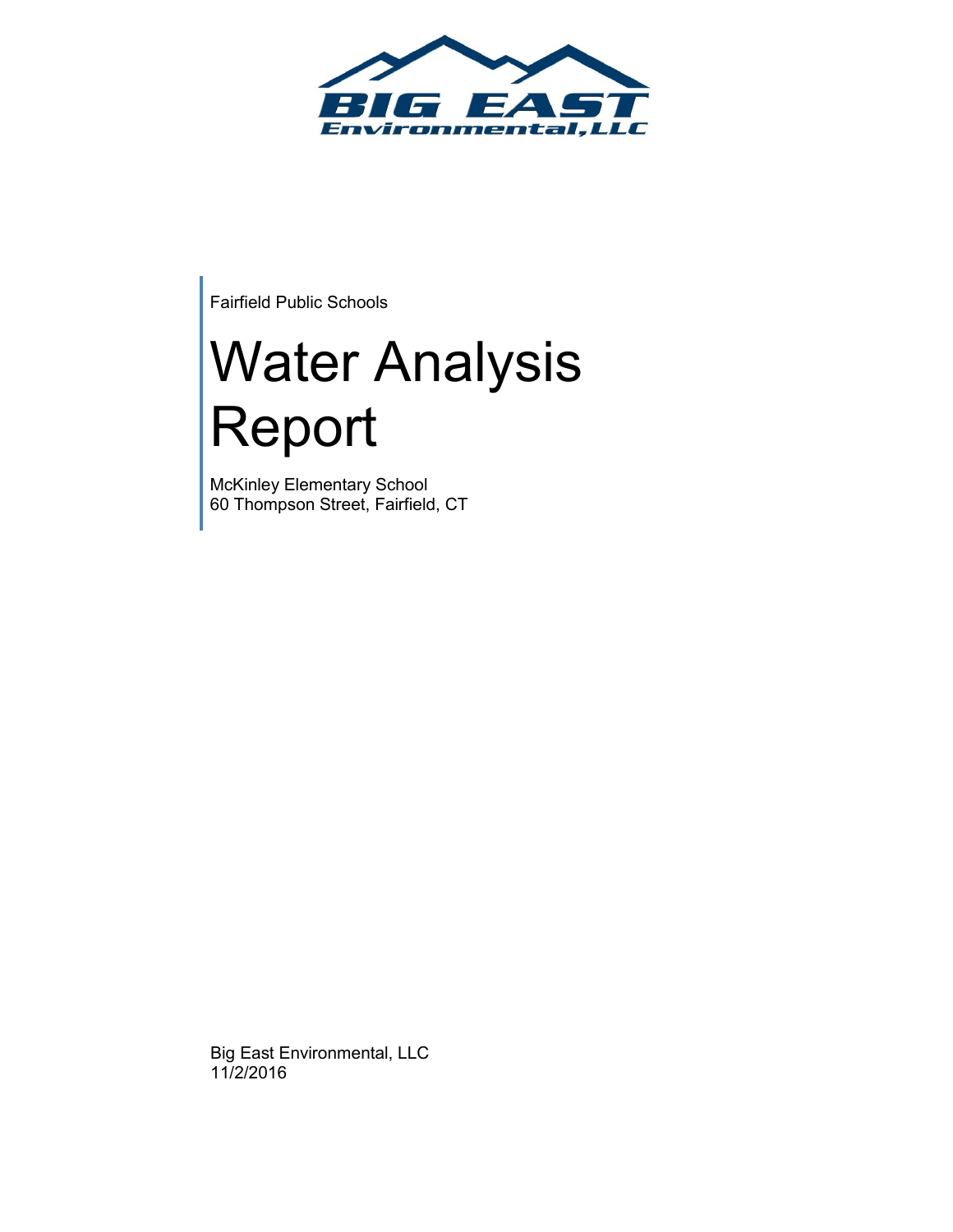Fairfield Public Schools

# Water Analysis Report

McKinley Elementary School
60 Thompson Street, Fairfield, CT

Big East Environmental, LLC
11/2/2016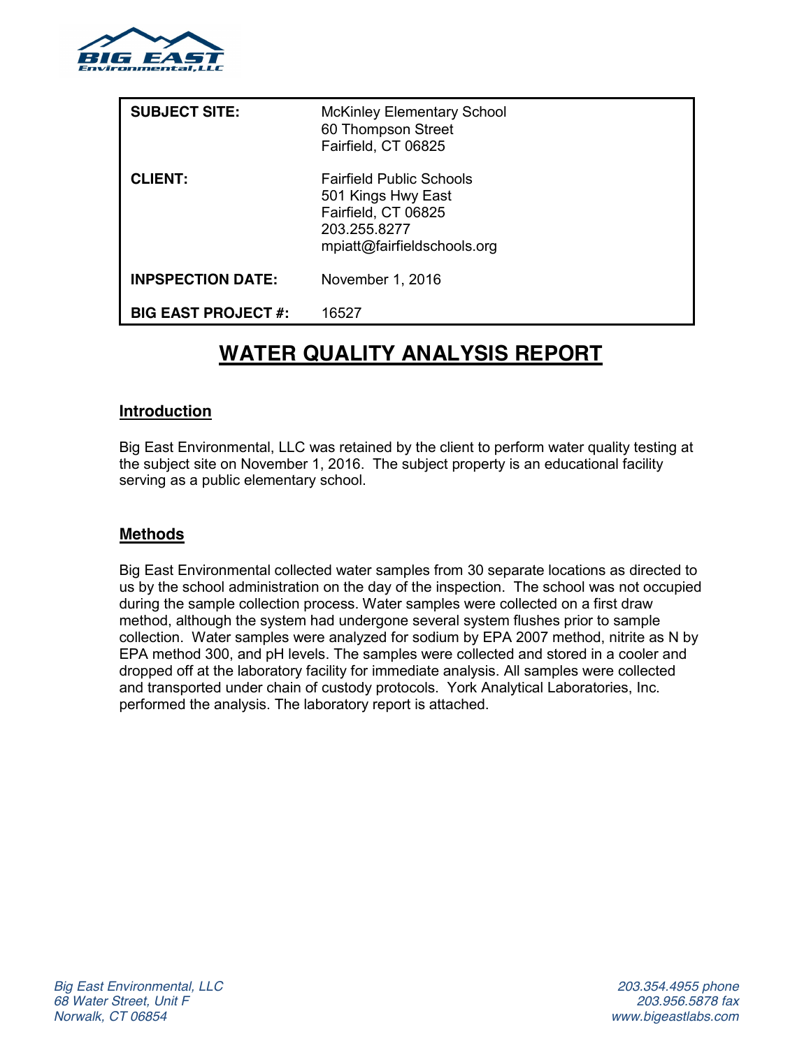| | |
|---|---|
| **SUBJECT SITE:** | McKinley Elementary School<br>60 Thompson Street<br>Fairfield, CT 06825 |
| **CLIENT:** | Fairfield Public Schools<br>501 Kings Hwy East<br>Fairfield, CT 06825<br>203.255.8277<br>mpiatt@fairfieldschools.org |
| **INPSPECTION DATE:** | November 1, 2016 |
| **BIG EAST PROJECT #:** | 16527 |

# WATER QUALITY ANALYSIS REPORT

## Introduction

Big East Environmental, LLC was retained by the client to perform water quality testing at the subject site on November 1, 2016. The subject property is an educational facility serving as a public elementary school.

## Methods

Big East Environmental collected water samples from 30 separate locations as directed to us by the school administration on the day of the inspection. The school was not occupied during the sample collection process. Water samples were collected on a first draw method, although the system had undergone several system flushes prior to sample collection. Water samples were analyzed for sodium by EPA 2007 method, nitrite as N by EPA method 300, and pH levels. The samples were collected and stored in a cooler and dropped off at the laboratory facility for immediate analysis. All samples were collected and transported under chain of custody protocols. York Analytical Laboratories, Inc. performed the analysis. The laboratory report is attached.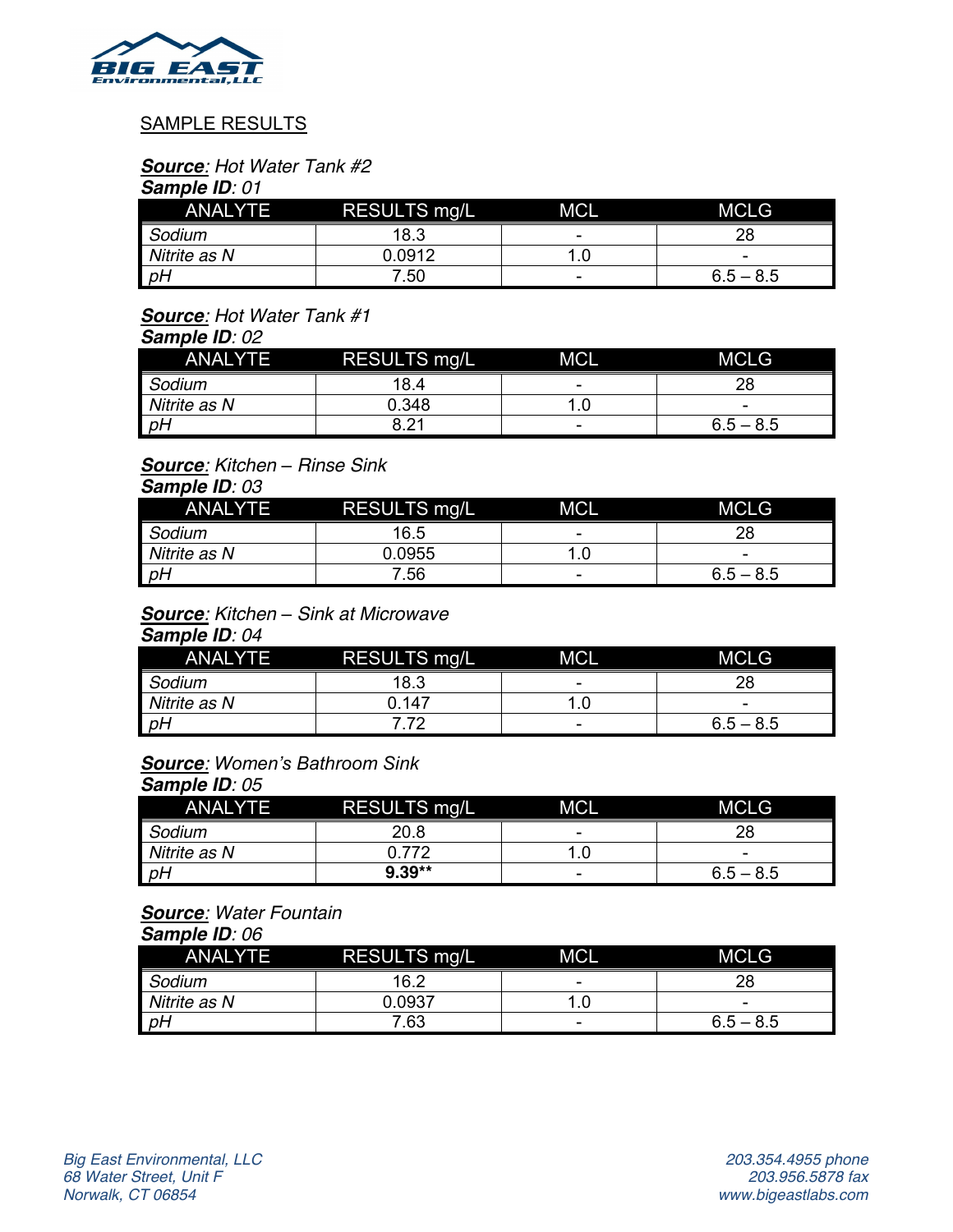SAMPLE RESULTS

***Source***: *Hot Water Tank #2*
***Sample ID***: *01*

| ANALYTE | RESULTS mg/L | MCL | MCLG |
|---|---|---|---|
| *Sodium* | 18.3 | - | 28 |
| *Nitrite as N* | 0.0912 | 1.0 | - |
| *pH* | 7.50 | - | 6.5 – 8.5 |

***Source***: *Hot Water Tank #1*
***Sample ID***: *02*

| ANALYTE | RESULTS mg/L | MCL | MCLG |
|---|---|---|---|
| *Sodium* | 18.4 | - | 28 |
| *Nitrite as N* | 0.348 | 1.0 | - |
| *pH* | 8.21 | - | 6.5 – 8.5 |

***Source***: *Kitchen – Rinse Sink*
***Sample ID***: *03*

| ANALYTE | RESULTS mg/L | MCL | MCLG |
|---|---|---|---|
| *Sodium* | 16.5 | - | 28 |
| *Nitrite as N* | 0.0955 | 1.0 | - |
| *pH* | 7.56 | - | 6.5 – 8.5 |

***Source***: *Kitchen – Sink at Microwave*
***Sample ID***: *04*

| ANALYTE | RESULTS mg/L | MCL | MCLG |
|---|---|---|---|
| *Sodium* | 18.3 | - | 28 |
| *Nitrite as N* | 0.147 | 1.0 | - |
| *pH* | 7.72 | - | 6.5 – 8.5 |

***Source***: *Women's Bathroom Sink*
***Sample ID***: *05*

| ANALYTE | RESULTS mg/L | MCL | MCLG |
|---|---|---|---|
| *Sodium* | 20.8 | - | 28 |
| *Nitrite as N* | 0.772 | 1.0 | - |
| *pH* | **9.39**** | - | 6.5 – 8.5 |

***Source***: *Water Fountain*
***Sample ID***: *06*

| ANALYTE | RESULTS mg/L | MCL | MCLG |
|---|---|---|---|
| *Sodium* | 16.2 | - | 28 |
| *Nitrite as N* | 0.0937 | 1.0 | - |
| *pH* | 7.63 | - | 6.5 – 8.5 |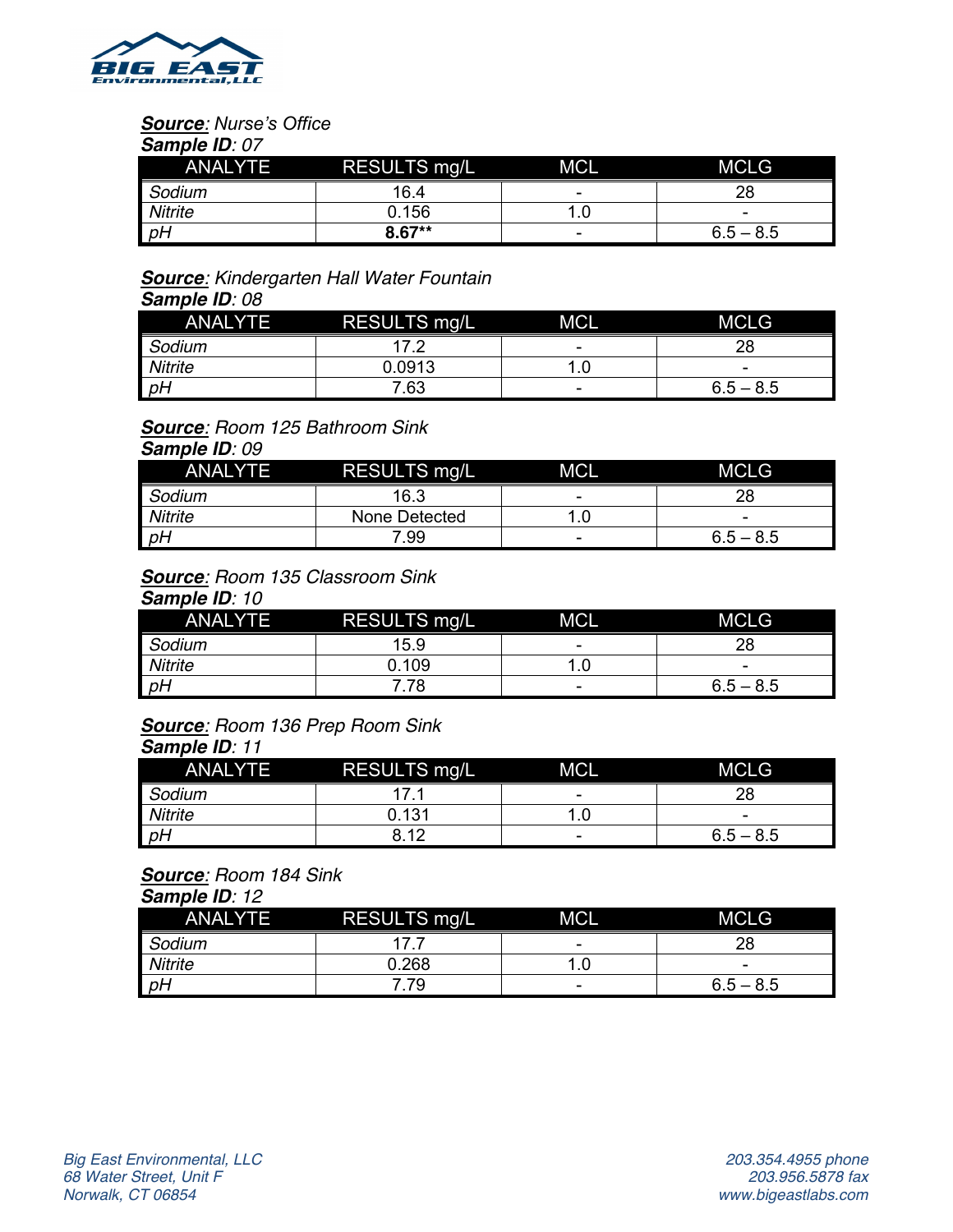***Source**: Nurse's Office*
***Sample ID**: 07*

| ANALYTE | RESULTS mg/L | MCL | MCLG |
|---|---|---|---|
| *Sodium* | 16.4 | - | 28 |
| *Nitrite* | 0.156 | 1.0 | - |
| *pH* | **8.67**** | - | 6.5 – 8.5 |

***Source**: Kindergarten Hall Water Fountain*
***Sample ID**: 08*

| ANALYTE | RESULTS mg/L | MCL | MCLG |
|---|---|---|---|
| *Sodium* | 17.2 | - | 28 |
| *Nitrite* | 0.0913 | 1.0 | - |
| *pH* | 7.63 | - | 6.5 – 8.5 |

***Source**: Room 125 Bathroom Sink*
***Sample ID**: 09*

| ANALYTE | RESULTS mg/L | MCL | MCLG |
|---|---|---|---|
| *Sodium* | 16.3 | - | 28 |
| *Nitrite* | None Detected | 1.0 | - |
| *pH* | 7.99 | - | 6.5 – 8.5 |

***Source**: Room 135 Classroom Sink*
***Sample ID**: 10*

| ANALYTE | RESULTS mg/L | MCL | MCLG |
|---|---|---|---|
| *Sodium* | 15.9 | - | 28 |
| *Nitrite* | 0.109 | 1.0 | - |
| *pH* | 7.78 | - | 6.5 – 8.5 |

***Source**: Room 136 Prep Room Sink*
***Sample ID**: 11*

| ANALYTE | RESULTS mg/L | MCL | MCLG |
|---|---|---|---|
| *Sodium* | 17.1 | - | 28 |
| *Nitrite* | 0.131 | 1.0 | - |
| *pH* | 8.12 | - | 6.5 – 8.5 |

***Source**: Room 184 Sink*
***Sample ID**: 12*

| ANALYTE | RESULTS mg/L | MCL | MCLG |
|---|---|---|---|
| *Sodium* | 17.7 | - | 28 |
| *Nitrite* | 0.268 | 1.0 | - |
| *pH* | 7.79 | - | 6.5 – 8.5 |

*Big East Environmental, LLC*
*68 Water Street, Unit F*
*Norwalk, CT 06854*

*203.354.4955 phone*
*203.956.5878 fax*
*www.bigeastlabs.com*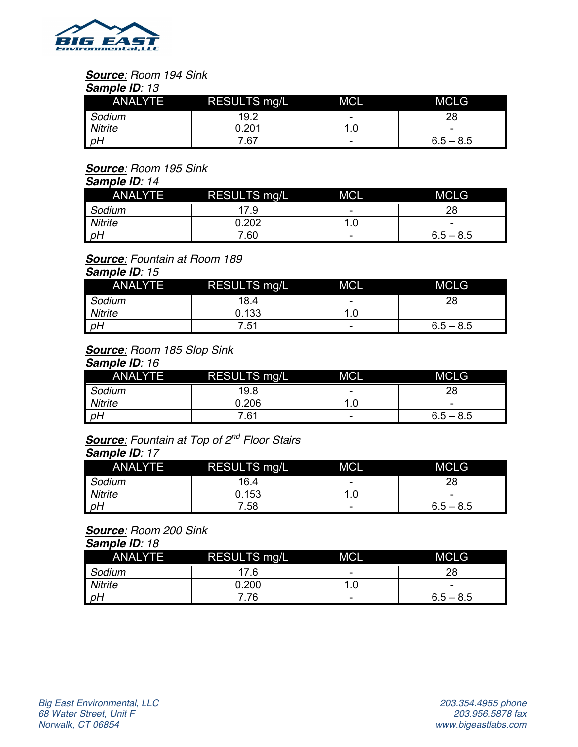***Source***: *Room 194 Sink*
***Sample ID***: *13*

| ANALYTE | RESULTS mg/L | MCL | MCLG |
|---|---|---|---|
| *Sodium* | 19.2 | - | 28 |
| *Nitrite* | 0.201 | 1.0 | - |
| *pH* | 7.67 | - | 6.5 – 8.5 |

***Source***: *Room 195 Sink*
***Sample ID***: *14*

| ANALYTE | RESULTS mg/L | MCL | MCLG |
|---|---|---|---|
| *Sodium* | 17.9 | - | 28 |
| *Nitrite* | 0.202 | 1.0 | - |
| *pH* | 7.60 | - | 6.5 – 8.5 |

***Source***: *Fountain at Room 189*
***Sample ID***: *15*

| ANALYTE | RESULTS mg/L | MCL | MCLG |
|---|---|---|---|
| *Sodium* | 18.4 | - | 28 |
| *Nitrite* | 0.133 | 1.0 | |
| *pH* | 7.51 | - | 6.5 – 8.5 |

***Source***: *Room 185 Slop Sink*
***Sample ID***: *16*

| ANALYTE | RESULTS mg/L | MCL | MCLG |
|---|---|---|---|
| *Sodium* | 19.8 | - | 28 |
| *Nitrite* | 0.206 | 1.0 | - |
| *pH* | 7.61 | - | 6.5 – 8.5 |

***Source***: *Fountain at Top of 2nd Floor Stairs*
***Sample ID***: *17*

| ANALYTE | RESULTS mg/L | MCL | MCLG |
|---|---|---|---|
| *Sodium* | 16.4 | - | 28 |
| *Nitrite* | 0.153 | 1.0 | - |
| *pH* | 7.58 | - | 6.5 – 8.5 |

***Source***: *Room 200 Sink*
***Sample ID***: *18*

| ANALYTE | RESULTS mg/L | MCL | MCLG |
|---|---|---|---|
| *Sodium* | 17.6 | - | 28 |
| *Nitrite* | 0.200 | 1.0 | - |
| *pH* | 7.76 | - | 6.5 – 8.5 |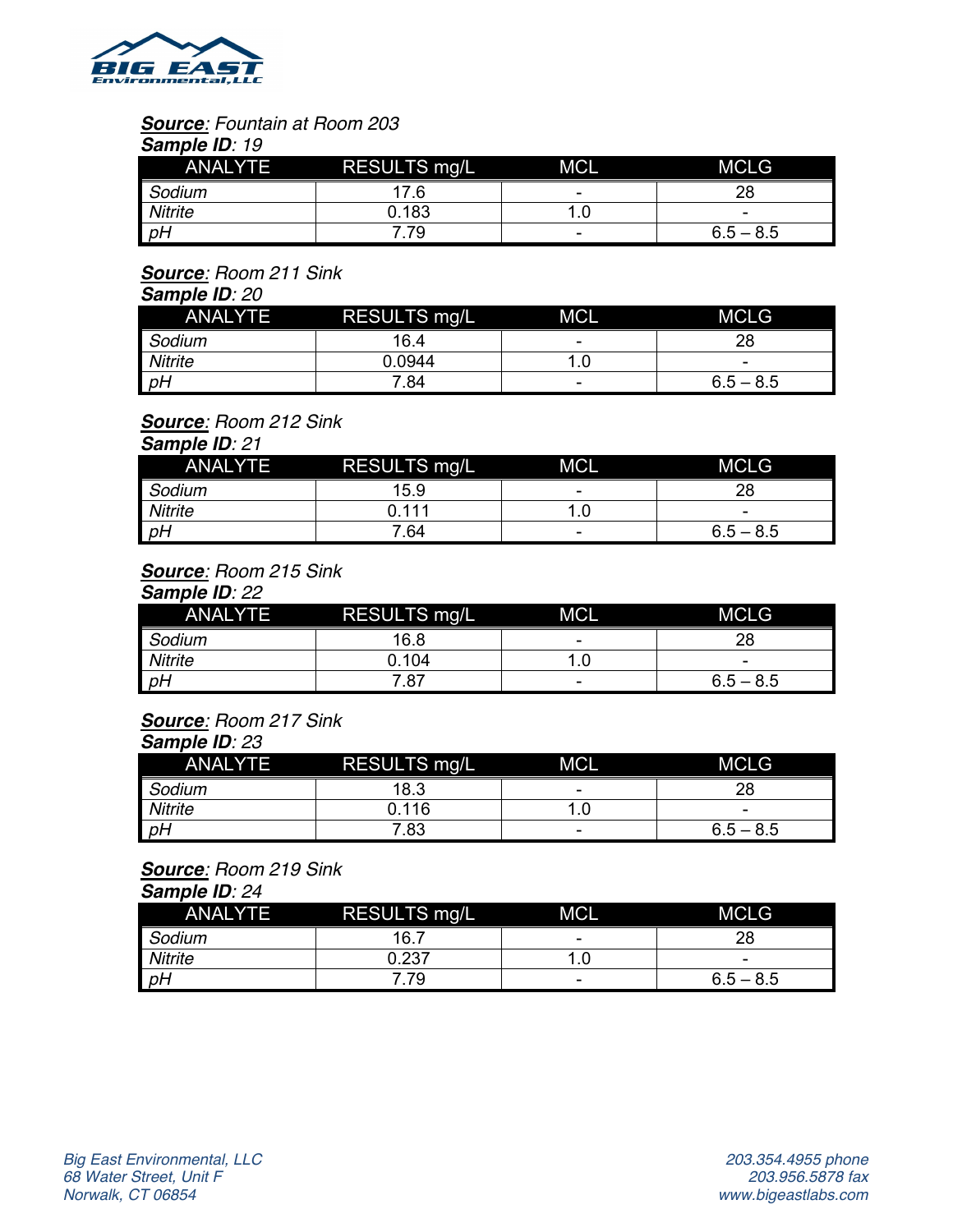***Source***: *Fountain at Room 203*
***Sample ID***: *19*

| ANALYTE | RESULTS mg/L | MCL | MCLG |
|---|---|---|---|
| *Sodium* | 17.6 | - | 28 |
| *Nitrite* | 0.183 | 1.0 | - |
| *pH* | 7.79 | - | 6.5 – 8.5 |

***Source***: *Room 211 Sink*
***Sample ID***: *20*

| ANALYTE | RESULTS mg/L | MCL | MCLG |
|---|---|---|---|
| *Sodium* | 16.4 | - | 28 |
| *Nitrite* | 0.0944 | 1.0 | - |
| *pH* | 7.84 | - | 6.5 – 8.5 |

***Source***: *Room 212 Sink*
***Sample ID***: *21*

| ANALYTE | RESULTS mg/L | MCL | MCLG |
|---|---|---|---|
| *Sodium* | 15.9 | - | 28 |
| *Nitrite* | 0.111 | 1.0 | - |
| *pH* | 7.64 | - | 6.5 – 8.5 |

***Source***: *Room 215 Sink*
***Sample ID***: *22*

| ANALYTE | RESULTS mg/L | MCL | MCLG |
|---|---|---|---|
| *Sodium* | 16.8 | - | 28 |
| *Nitrite* | 0.104 | 1.0 | - |
| *pH* | 7.87 | - | 6.5 – 8.5 |

***Source***: *Room 217 Sink*
***Sample ID***: *23*

| ANALYTE | RESULTS mg/L | MCL | MCLG |
|---|---|---|---|
| *Sodium* | 18.3 | - | 28 |
| *Nitrite* | 0.116 | 1.0 | - |
| *pH* | 7.83 | - | 6.5 – 8.5 |

***Source***: *Room 219 Sink*
***Sample ID***: *24*

| ANALYTE | RESULTS mg/L | MCL | MCLG |
|---|---|---|---|
| *Sodium* | 16.7 | - | 28 |
| *Nitrite* | 0.237 | 1.0 | - |
| *pH* | 7.79 | - | 6.5 – 8.5 |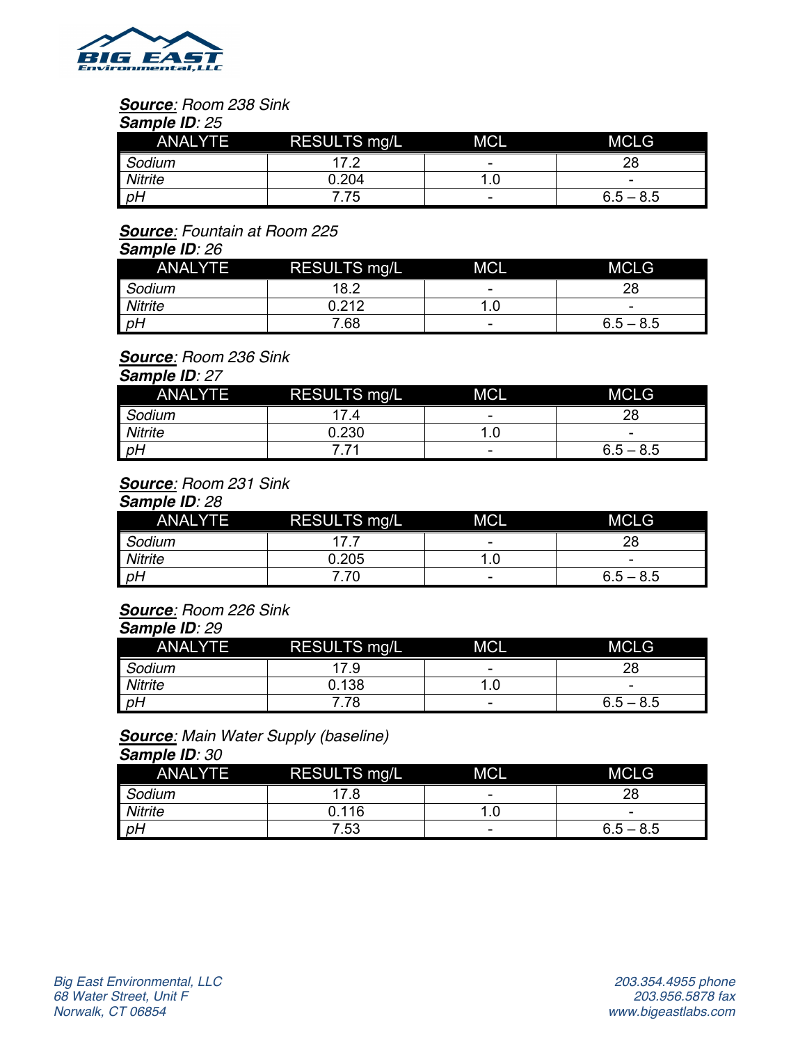***Source***: *Room 238 Sink*
***Sample ID***: *25*

| ANALYTE | RESULTS mg/L | MCL | MCLG |
|---|---|---|---|
| *Sodium* | 17.2 | - | 28 |
| *Nitrite* | 0.204 | 1.0 | - |
| *pH* | 7.75 | - | 6.5 – 8.5 |

***Source***: *Fountain at Room 225*
***Sample ID***: *26*

| ANALYTE | RESULTS mg/L | MCL | MCLG |
|---|---|---|---|
| *Sodium* | 18.2 | - | 28 |
| *Nitrite* | 0.212 | 1.0 | - |
| *pH* | 7.68 | - | 6.5 – 8.5 |

***Source***: *Room 236 Sink*
***Sample ID***: *27*

| ANALYTE | RESULTS mg/L | MCL | MCLG |
|---|---|---|---|
| *Sodium* | 17.4 | - | 28 |
| *Nitrite* | 0.230 | 1.0 | - |
| *pH* | 7.71 | - | 6.5 – 8.5 |

***Source***: *Room 231 Sink*
***Sample ID***: *28*

| ANALYTE | RESULTS mg/L | MCL | MCLG |
|---|---|---|---|
| *Sodium* | 17.7 | - | 28 |
| *Nitrite* | 0.205 | 1.0 | - |
| *pH* | 7.70 | - | 6.5 – 8.5 |

***Source***: *Room 226 Sink*
***Sample ID***: *29*

| ANALYTE | RESULTS mg/L | MCL | MCLG |
|---|---|---|---|
| *Sodium* | 17.9 | - | 28 |
| *Nitrite* | 0.138 | 1.0 | - |
| *pH* | 7.78 | - | 6.5 – 8.5 |

***Source***: *Main Water Supply (baseline)*
***Sample ID***: *30*

| ANALYTE | RESULTS mg/L | MCL | MCLG |
|---|---|---|---|
| *Sodium* | 17.8 | - | 28 |
| *Nitrite* | 0.116 | 1.0 | - |
| *pH* | 7.53 | - | 6.5 – 8.5 |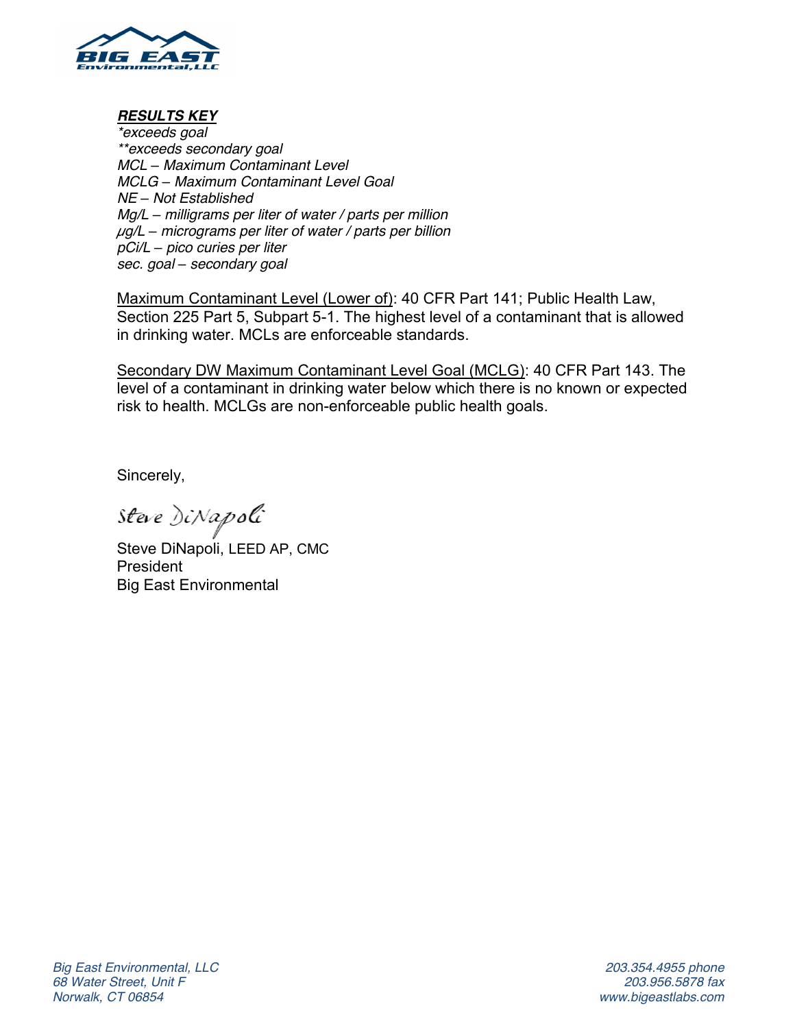***RESULTS KEY***

*\*exceeds goal*
*\*\*exceeds secondary goal*
*MCL – Maximum Contaminant Level*
*MCLG – Maximum Contaminant Level Goal*
*NE – Not Established*
*Mg/L – milligrams per liter of water / parts per million*
*µg/L – micrograms per liter of water / parts per billion*
*pCi/L – pico curies per liter*
*sec. goal – secondary goal*

<u>Maximum Contaminant Level (Lower of)</u>: 40 CFR Part 141; Public Health Law, Section 225 Part 5, Subpart 5-1. The highest level of a contaminant that is allowed in drinking water. MCLs are enforceable standards.

<u>Secondary DW Maximum Contaminant Level Goal (MCLG)</u>: 40 CFR Part 143. The level of a contaminant in drinking water below which there is no known or expected risk to health. MCLGs are non-enforceable public health goals.

Sincerely,

Steve DiNapoli

Steve DiNapoli, LEED AP, CMC
President
Big East Environmental

*Big East Environmental, LLC*
*68 Water Street, Unit F*
*Norwalk, CT 06854*

*203.354.4955 phone*
*203.956.5878 fax*
*www.bigeastlabs.com*